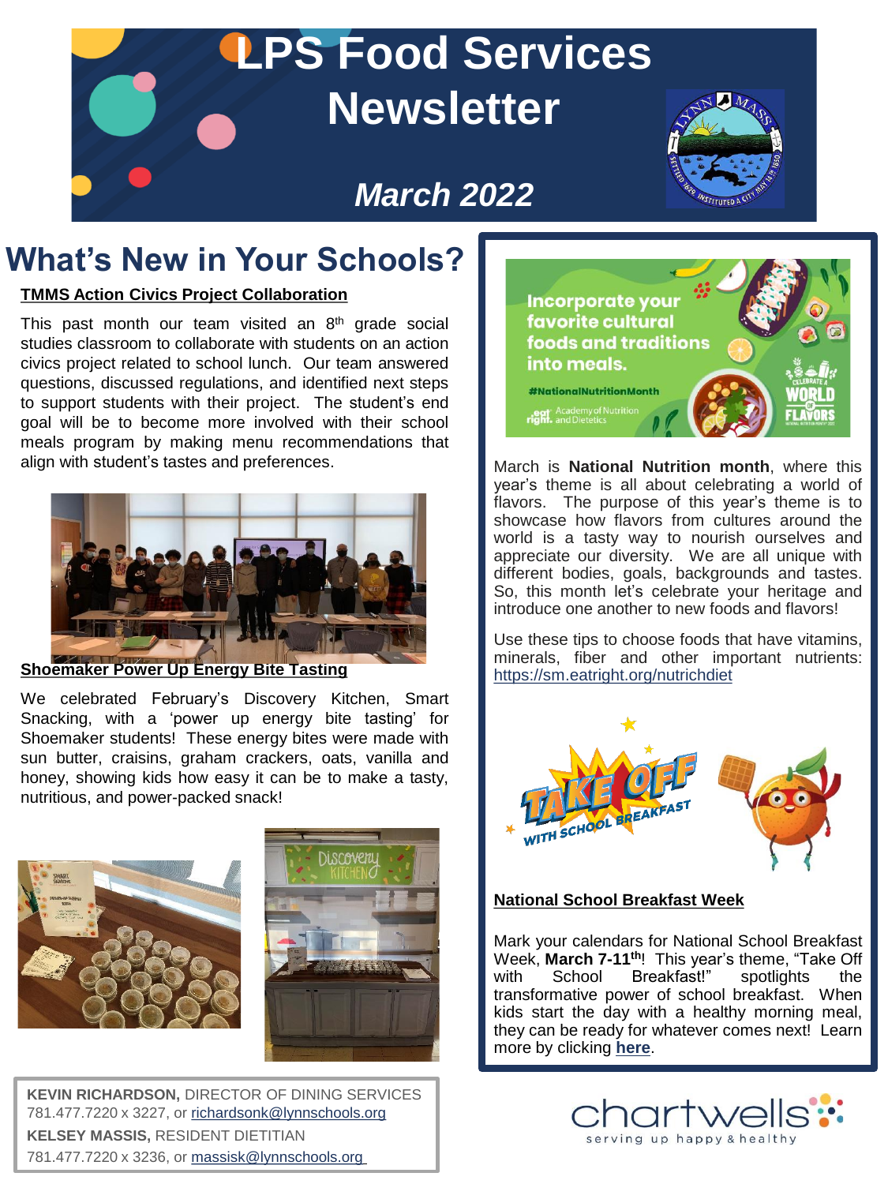# LPS Food Services Newsletter

## *March 2022*

## What's New in Your Schools?

**TMMS Action Civics Project Collaboration**

This past month our team visited an 8th grade social studies classroom to collaborate with students on an action civics project related to school lunch. Our team answered questions, discussed regulations, and identified next steps to support students with their project. The student's end goal will be to become more involved with their school meals program by making menu recommendations that align with student's tastes and preferences.

**Shoemaker Power Up Energy Bite Tasting**

We celebrated February's Discovery Kitchen, Smart Snacking, with a 'power up energy bite tasting' for Shoemaker students! These energy bites were made with sun butter, craisins, graham crackers, oats, vanilla and honey, showing kids how easy it can be to make a tasty, nutritious, and power-packed snack!

**KEVIN RICHARDSON,** DIRECTOR OF DINING SERVICES
781.477.7220 x 3227, or richardsonk@lynnschools.org
**KELSEY MASSIS,** RESIDENT DIETITIAN
781.477.7220 x 3236, or massisk@lynnschools.org

Incorporate your favorite cultural foods and traditions into meals.

#NationalNutritionMonth

March is **National Nutrition month**, where this year's theme is all about celebrating a world of flavors. The purpose of this year's theme is to showcase how flavors from cultures around the world is a tasty way to nourish ourselves and appreciate our diversity. We are all unique with different bodies, goals, backgrounds and tastes. So, this month let's celebrate your heritage and introduce one another to new foods and flavors!

Use these tips to choose foods that have vitamins, minerals, fiber and other important nutrients: https://sm.eatright.org/nutrichdiet

**National School Breakfast Week**

Mark your calendars for National School Breakfast Week, **March 7-11th**! This year's theme, "Take Off with School Breakfast!" spotlights the transformative power of school breakfast. When kids start the day with a healthy morning meal, they can be ready for whatever comes next! Learn more by clicking **here**.

chartwells
serving up happy & healthy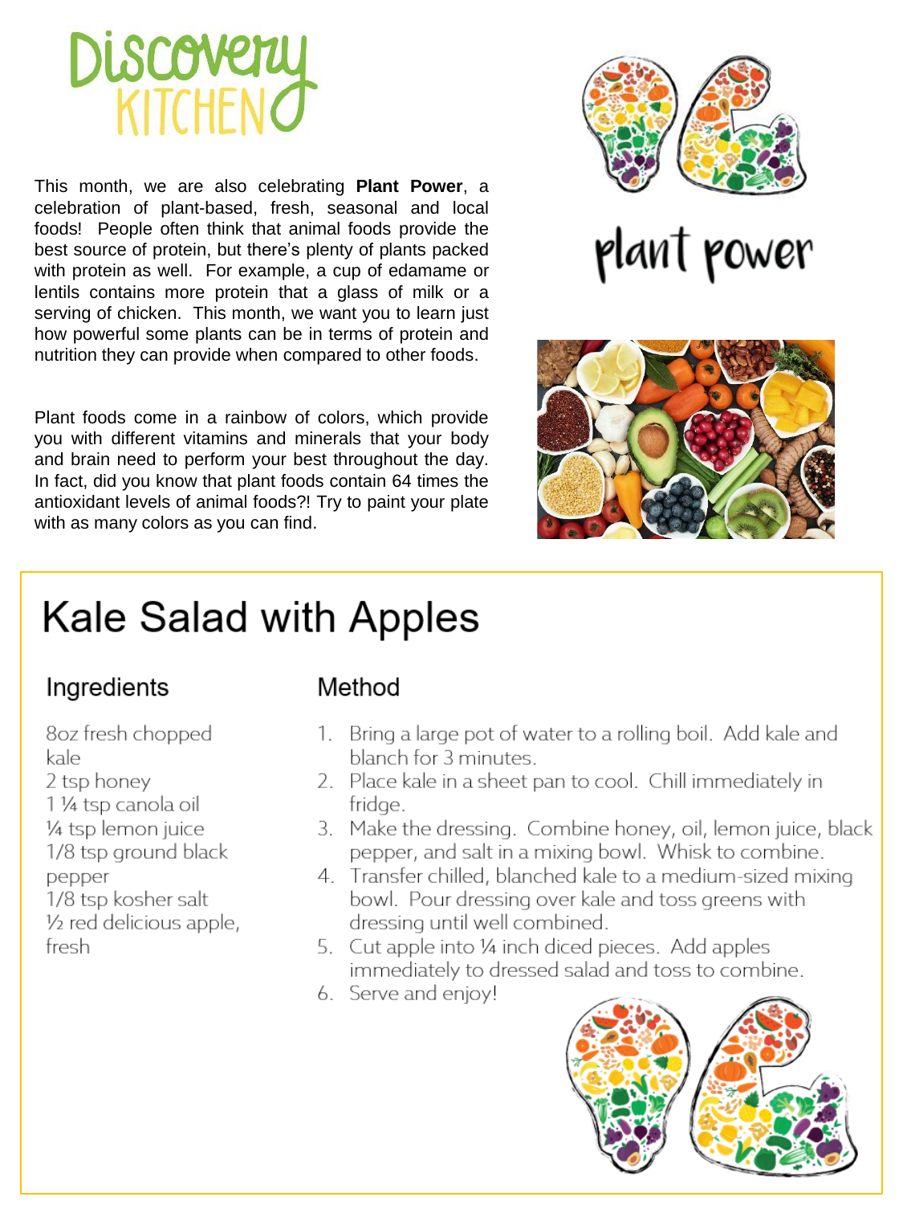# Discovery KITCHEN

This month, we are also celebrating **Plant Power**, a celebration of plant-based, fresh, seasonal and local foods! People often think that animal foods provide the best source of protein, but there's plenty of plants packed with protein as well. For example, a cup of edamame or lentils contains more protein that a glass of milk or a serving of chicken. This month, we want you to learn just how powerful some plants can be in terms of protein and nutrition they can provide when compared to other foods.

Plant foods come in a rainbow of colors, which provide you with different vitamins and minerals that your body and brain need to perform your best throughout the day. In fact, did you know that plant foods contain 64 times the antioxidant levels of animal foods?! Try to paint your plate with as many colors as you can find.

plant power

# Kale Salad with Apples

## Ingredients

8oz fresh chopped kale
2 tsp honey
1 ¼ tsp canola oil
¼ tsp lemon juice
1/8 tsp ground black pepper
1/8 tsp kosher salt
½ red delicious apple, fresh

## Method

1. Bring a large pot of water to a rolling boil. Add kale and blanch for 3 minutes.
2. Place kale in a sheet pan to cool. Chill immediately in fridge.
3. Make the dressing. Combine honey, oil, lemon juice, black pepper, and salt in a mixing bowl. Whisk to combine.
4. Transfer chilled, blanched kale to a medium-sized mixing bowl. Pour dressing over kale and toss greens with dressing until well combined.
5. Cut apple into ¼ inch diced pieces. Add apples immediately to dressed salad and toss to combine.
6. Serve and enjoy!